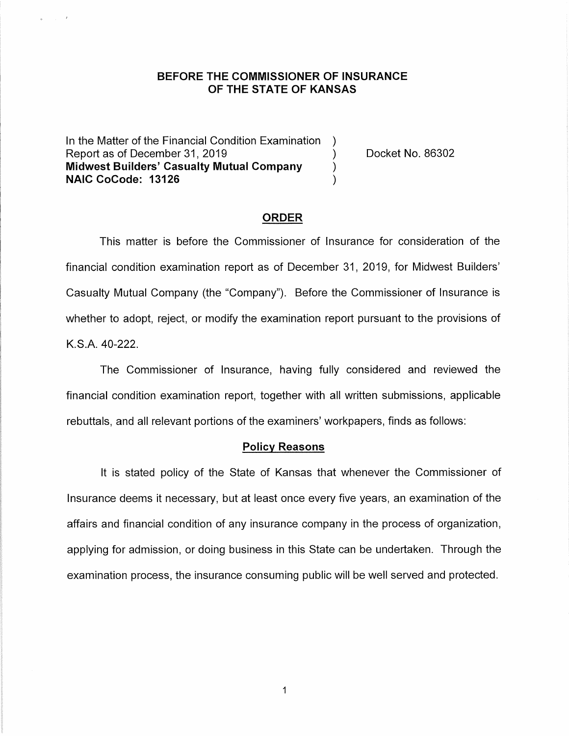**BEFORE THE COMMISSIONER OF INSURANCE**
**OF THE STATE OF KANSAS**

| | | |
|---|---|---|
| In the Matter of the Financial Condition Examination | ) | Docket No. 86302 |
| Report as of December 31, 2019 | ) | |
| **Midwest Builders' Casualty Mutual Company** | ) | |
| **NAIC CoCode: 13126** | ) | |

## ORDER

This matter is before the Commissioner of Insurance for consideration of the financial condition examination report as of December 31, 2019, for Midwest Builders' Casualty Mutual Company (the "Company"). Before the Commissioner of Insurance is whether to adopt, reject, or modify the examination report pursuant to the provisions of K.S.A. 40-222.

The Commissioner of Insurance, having fully considered and reviewed the financial condition examination report, together with all written submissions, applicable rebuttals, and all relevant portions of the examiners' workpapers, finds as follows:

### Policy Reasons

It is stated policy of the State of Kansas that whenever the Commissioner of Insurance deems it necessary, but at least once every five years, an examination of the affairs and financial condition of any insurance company in the process of organization, applying for admission, or doing business in this State can be undertaken. Through the examination process, the insurance consuming public will be well served and protected.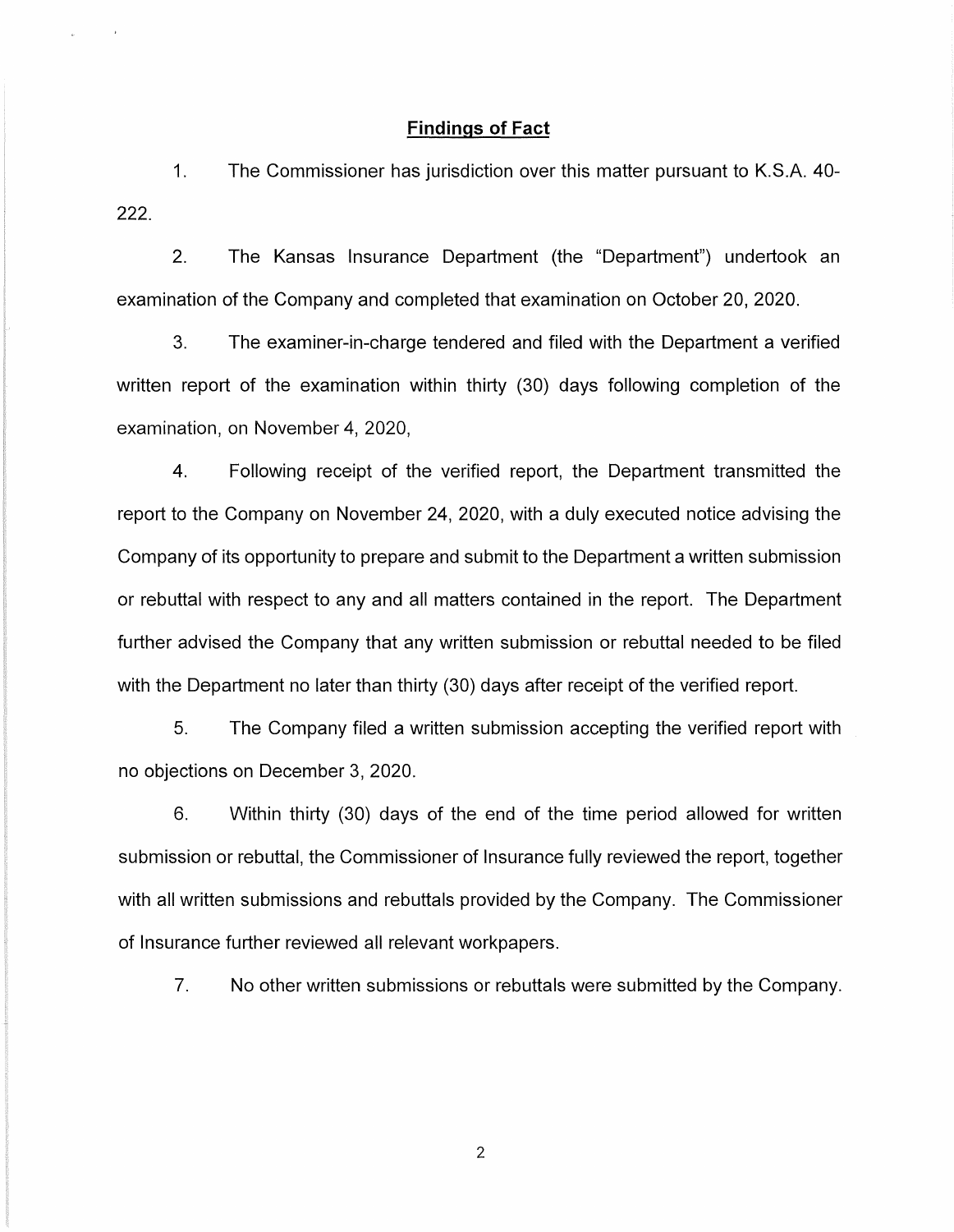## Findings of Fact

1. The Commissioner has jurisdiction over this matter pursuant to K.S.A. 40-222.

2. The Kansas Insurance Department (the "Department") undertook an examination of the Company and completed that examination on October 20, 2020.

3. The examiner-in-charge tendered and filed with the Department a verified written report of the examination within thirty (30) days following completion of the examination, on November 4, 2020,

4. Following receipt of the verified report, the Department transmitted the report to the Company on November 24, 2020, with a duly executed notice advising the Company of its opportunity to prepare and submit to the Department a written submission or rebuttal with respect to any and all matters contained in the report. The Department further advised the Company that any written submission or rebuttal needed to be filed with the Department no later than thirty (30) days after receipt of the verified report.

5. The Company filed a written submission accepting the verified report with no objections on December 3, 2020.

6. Within thirty (30) days of the end of the time period allowed for written submission or rebuttal, the Commissioner of Insurance fully reviewed the report, together with all written submissions and rebuttals provided by the Company. The Commissioner of Insurance further reviewed all relevant workpapers.

7. No other written submissions or rebuttals were submitted by the Company.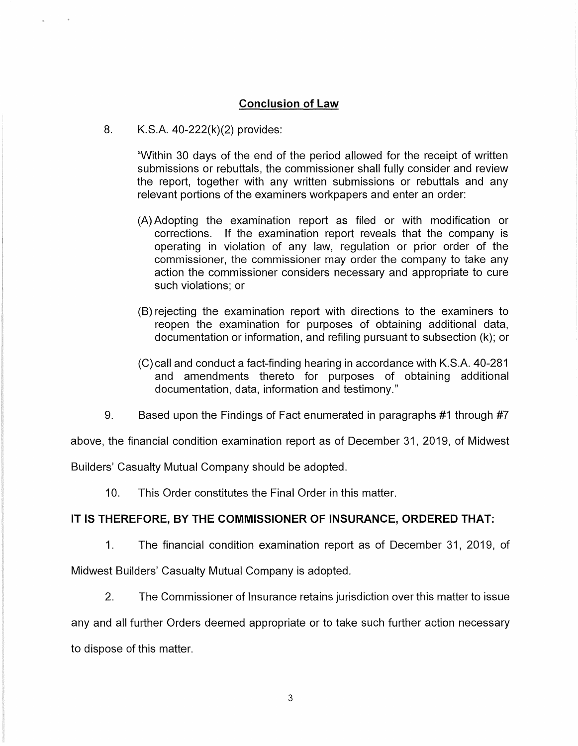## Conclusion of Law

8. K.S.A. 40-222(k)(2) provides:

> "Within 30 days of the end of the period allowed for the receipt of written submissions or rebuttals, the commissioner shall fully consider and review the report, together with any written submissions or rebuttals and any relevant portions of the examiners workpapers and enter an order:
>
> (A) Adopting the examination report as filed or with modification or corrections. If the examination report reveals that the company is operating in violation of any law, regulation or prior order of the commissioner, the commissioner may order the company to take any action the commissioner considers necessary and appropriate to cure such violations; or
>
> (B) rejecting the examination report with directions to the examiners to reopen the examination for purposes of obtaining additional data, documentation or information, and refiling pursuant to subsection (k); or
>
> (C) call and conduct a fact-finding hearing in accordance with K.S.A. 40-281 and amendments thereto for purposes of obtaining additional documentation, data, information and testimony."

9. Based upon the Findings of Fact enumerated in paragraphs #1 through #7 above, the financial condition examination report as of December 31, 2019, of Midwest Builders' Casualty Mutual Company should be adopted.

10. This Order constitutes the Final Order in this matter.

**IT IS THEREFORE, BY THE COMMISSIONER OF INSURANCE, ORDERED THAT:**

1. The financial condition examination report as of December 31, 2019, of Midwest Builders' Casualty Mutual Company is adopted.

2. The Commissioner of Insurance retains jurisdiction over this matter to issue any and all further Orders deemed appropriate or to take such further action necessary to dispose of this matter.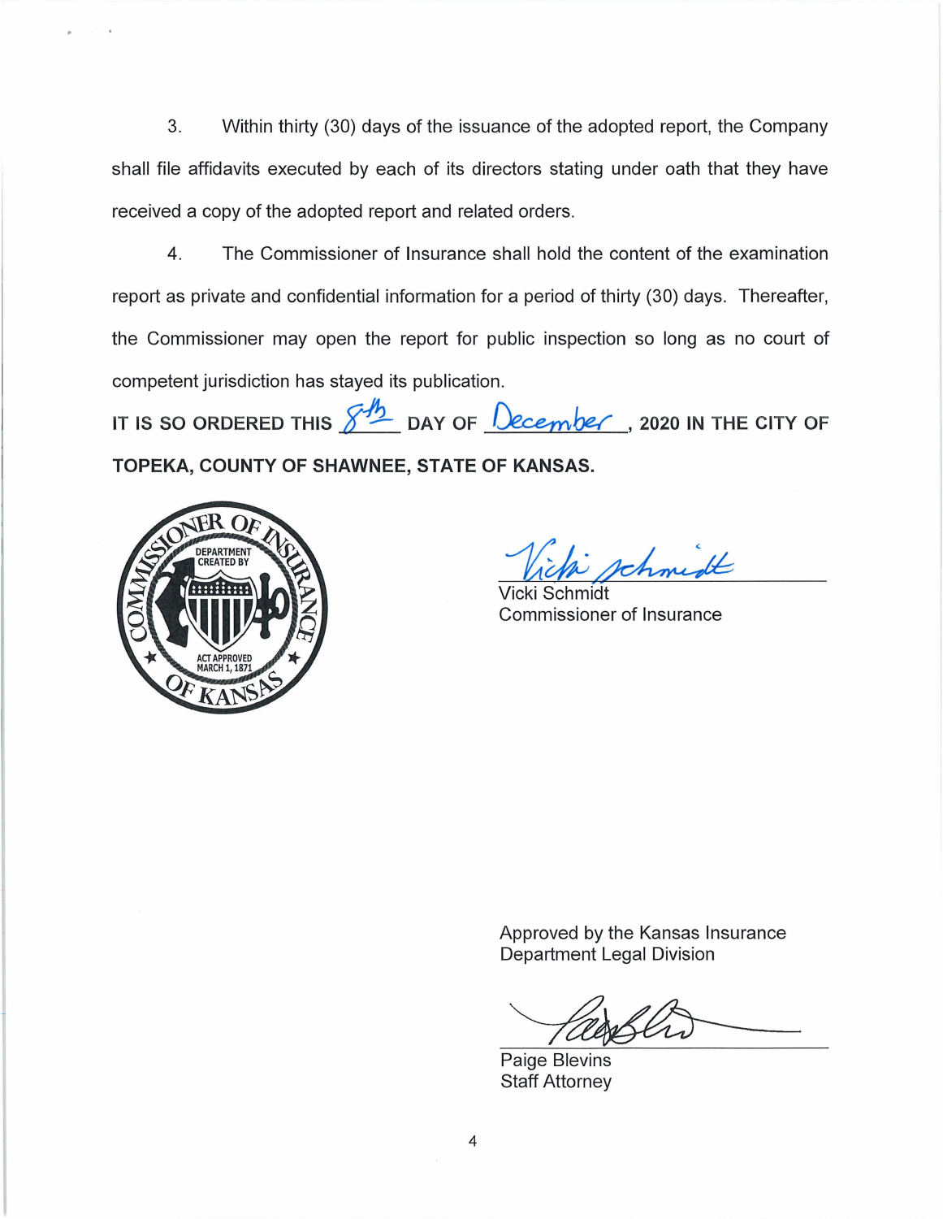3. Within thirty (30) days of the issuance of the adopted report, the Company shall file affidavits executed by each of its directors stating under oath that they have received a copy of the adopted report and related orders.

4. The Commissioner of Insurance shall hold the content of the examination report as private and confidential information for a period of thirty (30) days. Thereafter, the Commissioner may open the report for public inspection so long as no court of competent jurisdiction has stayed its publication.

**IT IS SO ORDERED THIS 8th DAY OF December, 2020 IN THE CITY OF TOPEKA, COUNTY OF SHAWNEE, STATE OF KANSAS.**

COMMISSIONER OF INSURANCE OF KANSAS
DEPARTMENT CREATED BY ACT APPROVED MARCH 1, 1871

Vicki Schmidt
Commissioner of Insurance

Approved by the Kansas Insurance Department Legal Division

Paige Blevins
Staff Attorney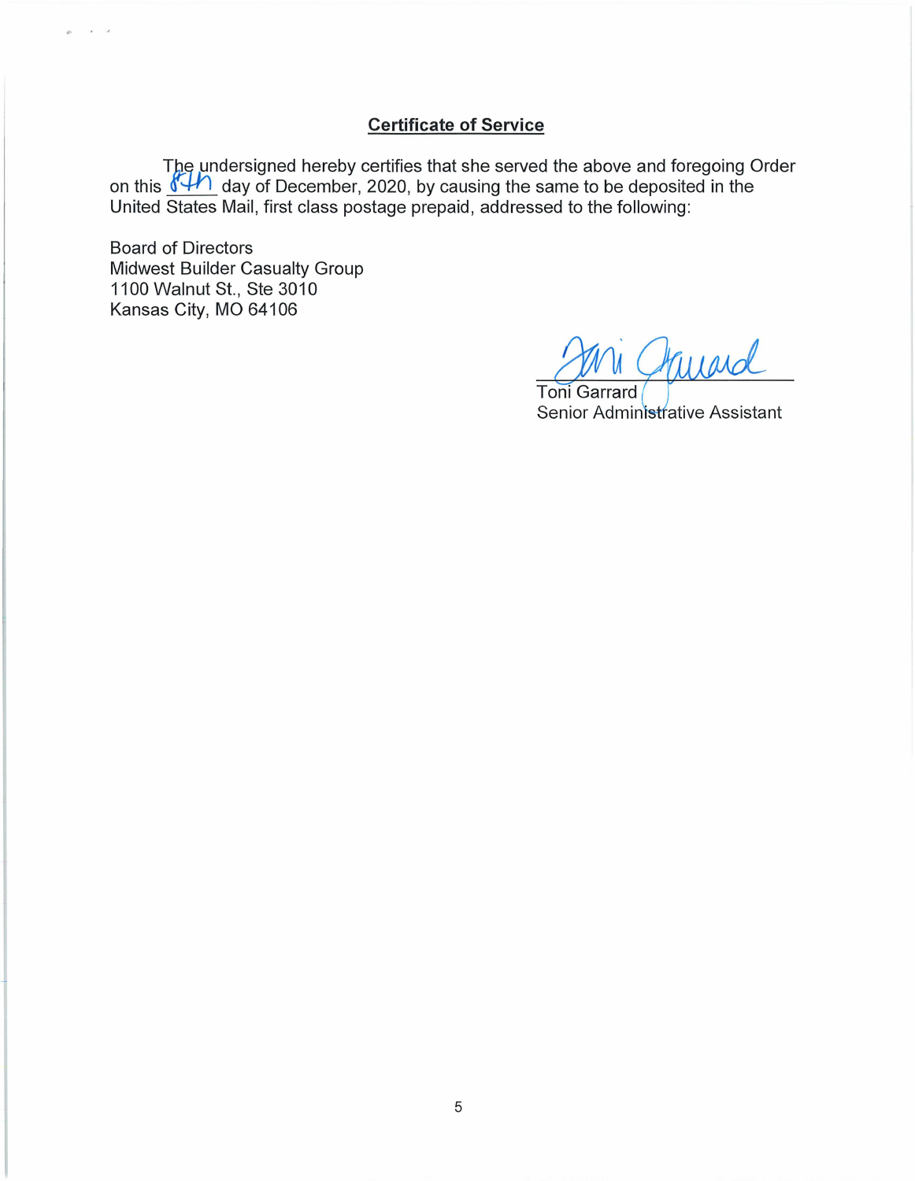## Certificate of Service

The undersigned hereby certifies that she served the above and foregoing Order on this 8th day of December, 2020, by causing the same to be deposited in the United States Mail, first class postage prepaid, addressed to the following:

Board of Directors
Midwest Builder Casualty Group
1100 Walnut St., Ste 3010
Kansas City, MO 64106

Toni Garrard
Senior Administrative Assistant